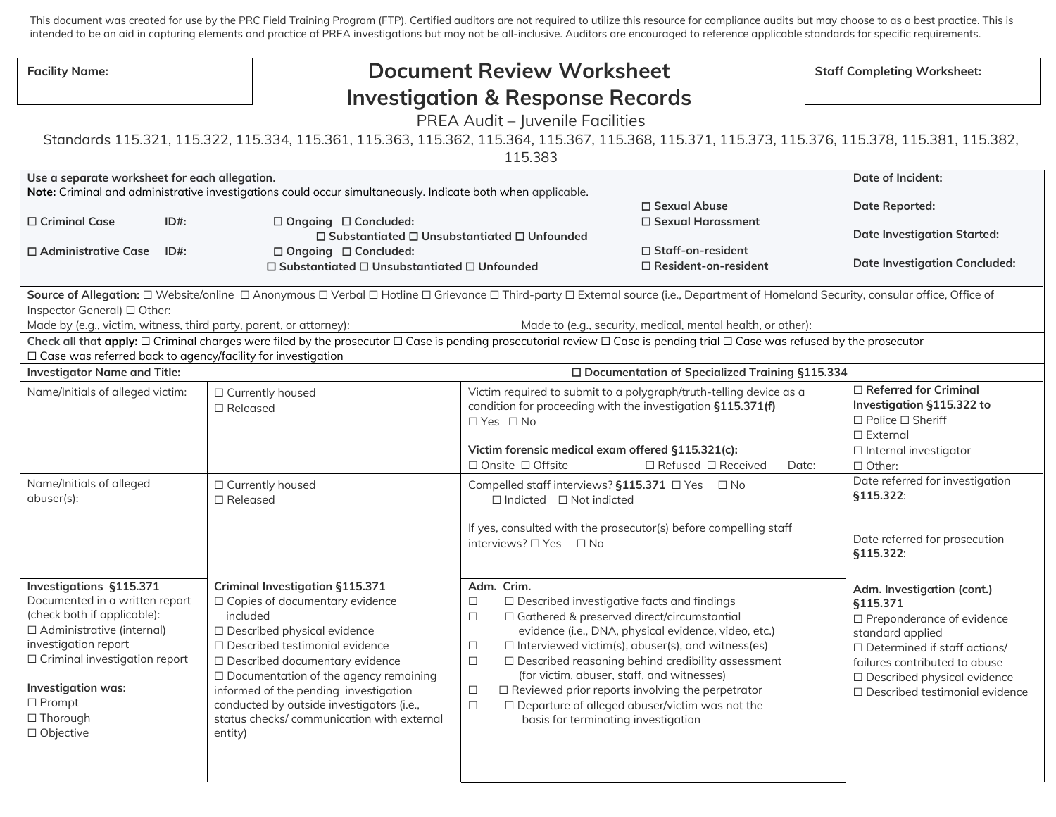This document was created for use by the PRC Field Training Program (FTP). Certified auditors are not required to utilize this resource for compliance audits but may choose to as a best practice. This is intended to be an aid in capturing elements and practice of PREA investigations but may not be all-inclusive. Auditors are encouraged to reference applicable standards for specific requirements.

**Facility Name:**

# Document Review Worksheet
# Investigation & Response Records

PREA Audit – Juvenile Facilities

Standards 115.321, 115.322, 115.334, 115.361, 115.363, 115.362, 115.364, 115.367, 115.368, 115.371, 115.373, 115.376, 115.378, 115.381, 115.382, 115.383

**Staff Completing Worksheet:**

**Use a separate worksheet for each allegation.**
**Note:** Criminal and administrative investigations could occur simultaneously. Indicate both when applicable.

☐ **Criminal Case** **ID#:** ☐ **Ongoing** ☐ **Concluded:**
☐ **Substantiated** ☐ **Unsubstantiated** ☐ **Unfounded**

☐ **Administrative Case** **ID#:** ☐ **Ongoing** ☐ **Concluded:**
☐ **Substantiated** ☐ **Unsubstantiated** ☐ **Unfounded**

☐ **Sexual Abuse**
☐ **Sexual Harassment**

☐ **Staff-on-resident**
☐ **Resident-on-resident**

**Date of Incident:**

**Date Reported:**

**Date Investigation Started:**

**Date Investigation Concluded:**

**Source of Allegation:** ☐ Website/online ☐ Anonymous ☐ Verbal ☐ Hotline ☐ Grievance ☐ Third-party ☐ External source (i.e., Department of Homeland Security, consular office, Office of Inspector General) ☐ Other:

Made by (e.g., victim, witness, third party, parent, or attorney): Made to (e.g., security, medical, mental health, or other):

**Check all that apply:** ☐ Criminal charges were filed by the prosecutor ☐ Case is pending prosecutorial review ☐ Case is pending trial ☐ Case was refused by the prosecutor ☐ Case was referred back to agency/facility for investigation

**Investigator Name and Title:** ☐ **Documentation of Specialized Training §115.334**

| | | | |
|---|---|---|---|
| Name/Initials of alleged victim: | ☐ Currently housed<br>☐ Released | Victim required to submit to a polygraph/truth-telling device as a condition for proceeding with the investigation **§115.371(f)**<br>☐ Yes ☐ No<br><br>**Victim forensic medical exam offered §115.321(c):**<br>☐ Onsite ☐ Offsite ☐ Refused ☐ Received Date: | ☐ **Referred for Criminal Investigation §115.322 to**<br>☐ Police ☐ Sheriff<br>☐ External<br>☐ Internal investigator<br>☐ Other: |
| Name/Initials of alleged abuser(s): | ☐ Currently housed<br>☐ Released | Compelled staff interviews? **§115.371** ☐ Yes ☐ No<br>☐ Indicted ☐ Not indicted<br><br>If yes, consulted with the prosecutor(s) before compelling staff interviews? ☐ Yes ☐ No | Date referred for investigation **§115.322**:<br><br>Date referred for prosecution **§115.322**: |
| **Investigations §115.371**<br>Documented in a written report (check both if applicable):<br>☐ Administrative (internal) investigation report<br>☐ Criminal investigation report<br><br>**Investigation was:**<br>☐ Prompt<br>☐ Thorough<br>☐ Objective | **Criminal Investigation §115.371**<br>☐ Copies of documentary evidence included<br>☐ Described physical evidence<br>☐ Described testimonial evidence<br>☐ Described documentary evidence<br>☐ Documentation of the agency remaining informed of the pending investigation conducted by outside investigators (i.e., status checks/ communication with external entity) | **Adm. Crim.**<br>☐ ☐ Described investigative facts and findings<br>☐ ☐ Gathered & preserved direct/circumstantial evidence (i.e., DNA, physical evidence, video, etc.)<br>☐ ☐ Interviewed victim(s), abuser(s), and witness(es)<br>☐ ☐ Described reasoning behind credibility assessment (for victim, abuser, staff, and witnesses)<br>☐ ☐ Reviewed prior reports involving the perpetrator<br>☐ ☐ Departure of alleged abuser/victim was not the basis for terminating investigation | **Adm. Investigation (cont.) §115.371**<br>☐ Preponderance of evidence standard applied<br>☐ Determined if staff actions/ failures contributed to abuse<br>☐ Described physical evidence<br>☐ Described testimonial evidence |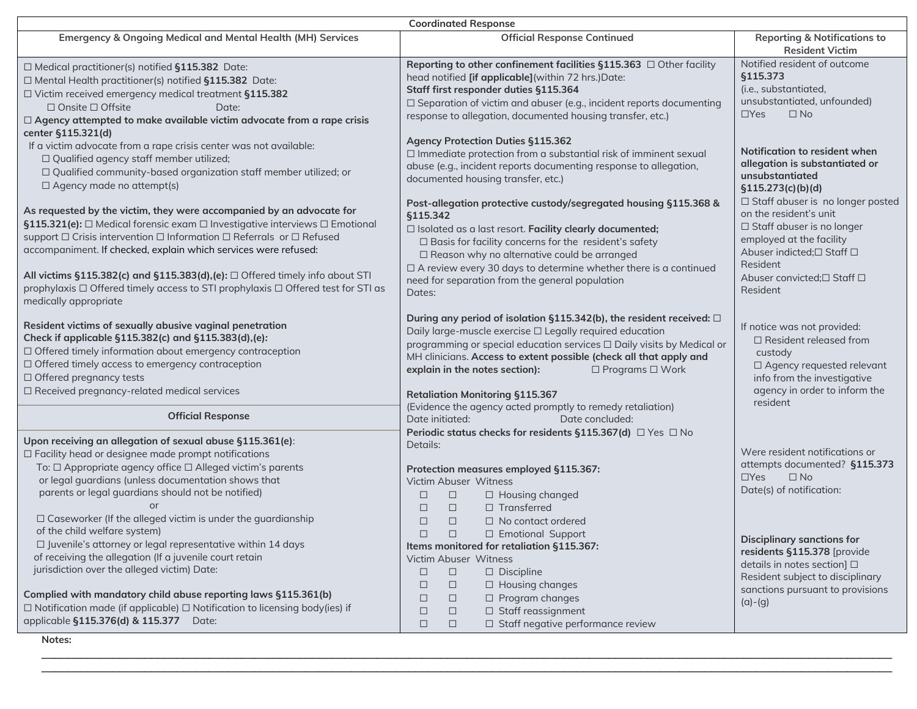## Coordinated Response

### Emergency & Ongoing Medical and Mental Health (MH) Services

☐ Medical practitioner(s) notified **§115.382** Date:
☐ Mental Health practitioner(s) notified **§115.382** Date:
☐ Victim received emergency medical treatment **§115.382**
☐ Onsite ☐ Offsite Date:
☐ **Agency attempted to make available victim advocate from a rape crisis center §115.321(d)**
If a victim advocate from a rape crisis center was not available:
☐ Qualified agency staff member utilized;
☐ Qualified community-based organization staff member utilized; or
☐ Agency made no attempt(s)

**As requested by the victim, they were accompanied by an advocate for §115.321(e):** ☐ Medical forensic exam ☐ Investigative interviews ☐ Emotional support ☐ Crisis intervention ☐ Information ☐ Referrals or ☐ Refused accompaniment. If checked, explain which services were refused:

**All victims §115.382(c) and §115.383(d),(e):** ☐ Offered timely info about STI prophylaxis ☐ Offered timely access to STI prophylaxis ☐ Offered test for STI as medically appropriate

**Resident victims of sexually abusive vaginal penetration Check if applicable §115.382(c) and §115.383(d),(e):**
☐ Offered timely information about emergency contraception
☐ Offered timely access to emergency contraception
☐ Offered pregnancy tests
☐ Received pregnancy-related medical services

### Official Response

**Upon receiving an allegation of sexual abuse §115.361(e)**:
☐ Facility head or designee made prompt notifications
To: ☐ Appropriate agency office ☐ Alleged victim's parents or legal guardians (unless documentation shows that parents or legal guardians should not be notified)
or
☐ Caseworker (If the alleged victim is under the guardianship of the child welfare system)
☐ Juvenile's attorney or legal representative within 14 days of receiving the allegation (If a juvenile court retain jurisdiction over the alleged victim) Date:

**Complied with mandatory child abuse reporting laws §115.361(b)**
☐ Notification made (if applicable) ☐ Notification to licensing body(ies) if applicable **§115.376(d) & 115.377** Date:

### Official Response Continued

**Reporting to other confinement facilities §115.363** ☐ Other facility head notified **[if applicable]** (within 72 hrs.)Date:
**Staff first responder duties §115.364**
☐ Separation of victim and abuser (e.g., incident reports documenting response to allegation, documented housing transfer, etc.)

**Agency Protection Duties §115.362**
☐ Immediate protection from a substantial risk of imminent sexual abuse (e.g., incident reports documenting response to allegation, documented housing transfer, etc.)

**Post-allegation protective custody/segregated housing §115.368 & §115.342**
☐ Isolated as a last resort. **Facility clearly documented;**
☐ Basis for facility concerns for the resident's safety
☐ Reason why no alternative could be arranged
☐ A review every 30 days to determine whether there is a continued need for separation from the general population
Dates:

**During any period of isolation §115.342(b), the resident received:** ☐ Daily large-muscle exercise ☐ Legally required education programming or special education services ☐ Daily visits by Medical or MH clinicians. **Access to extent possible (check all that apply and explain in the notes section):** ☐ Programs ☐ Work

**Retaliation Monitoring §115.367**
(Evidence the agency acted promptly to remedy retaliation)
Date initiated: Date concluded:
**Periodic status checks for residents §115.367(d)** ☐ Yes ☐ No
Details:

**Protection measures employed §115.367:**

| Victim | Abuser | Witness |
|---|---|---|
| ☐ | ☐ | ☐ Housing changed |
| ☐ | ☐ | ☐ Transferred |
| ☐ | ☐ | ☐ No contact ordered |
| ☐ | ☐ | ☐ Emotional Support |

**Items monitored for retaliation §115.367:**

| Victim | Abuser | Witness |
|---|---|---|
| ☐ | ☐ | ☐ Discipline |
| ☐ | ☐ | ☐ Housing changes |
| ☐ | ☐ | ☐ Program changes |
| ☐ | ☐ | ☐ Staff reassignment |
| ☐ | ☐ | ☐ Staff negative performance review |

### Reporting & Notifications to Resident Victim

Notified resident of outcome **§115.373**
(i.e., substantiated, unsubstantiated, unfounded)
☐Yes ☐ No

**Notification to resident when allegation is substantiated or unsubstantiated §115.273(c)(b)(d)**
☐ Staff abuser is no longer posted on the resident's unit
☐ Staff abuser is no longer employed at the facility
Abuser indicted;☐ Staff ☐ Resident
Abuser convicted;☐ Staff ☐ Resident

If notice was not provided:
☐ Resident released from custody
☐ Agency requested relevant info from the investigative agency in order to inform the resident

Were resident notifications or attempts documented? **§115.373**
☐Yes ☐ No
Date(s) of notification:

**Disciplinary sanctions for residents §115.378** [provide details in notes section] ☐ Resident subject to disciplinary sanctions pursuant to provisions (a)-(g)

**Notes:**